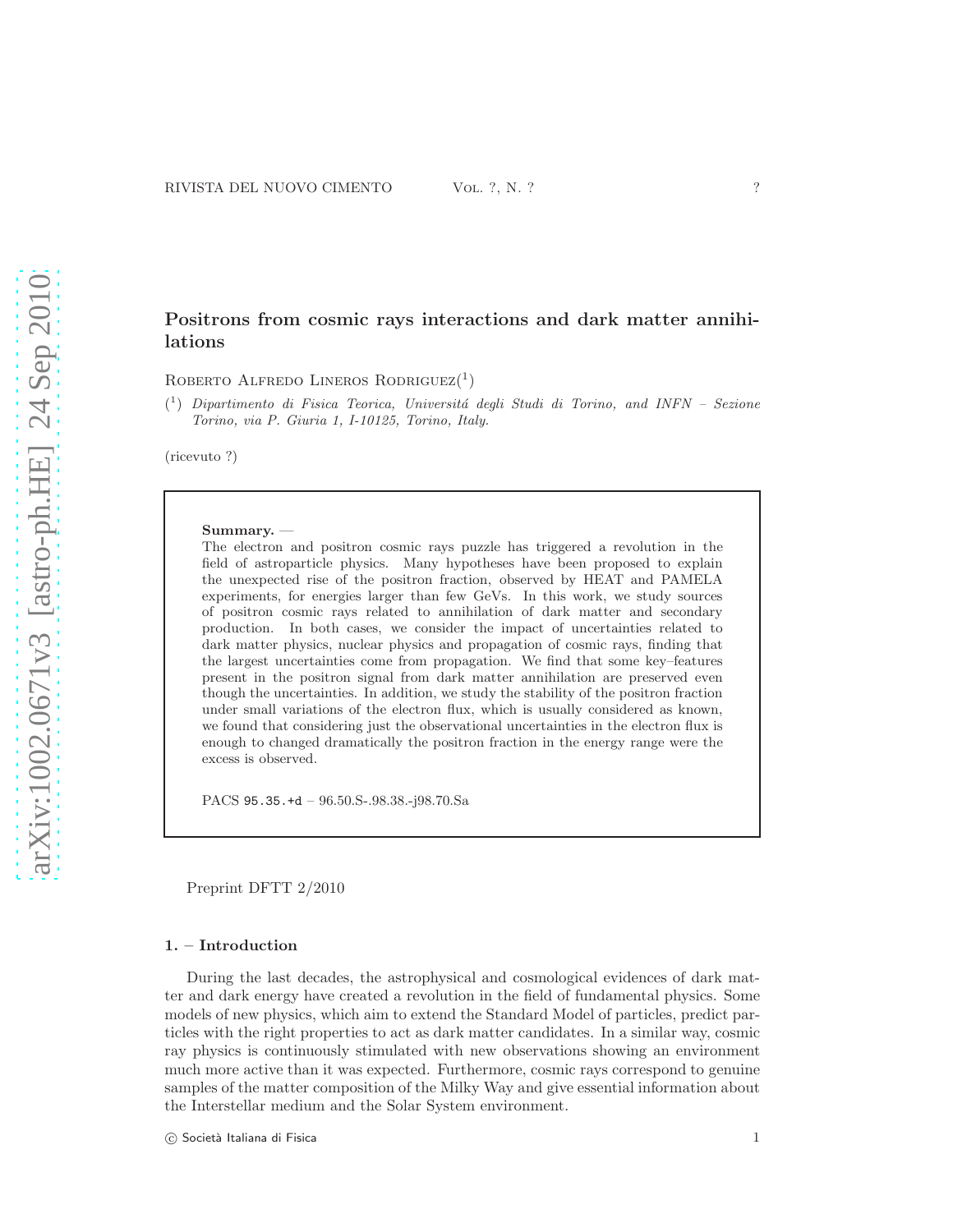# Positrons from cosmic rays interactions and dark matter annihilations

Roberto Alfredo Lineros Rodriguez([1])

([1]) *Dipartimento di Fisica Teorica, Universitá degli Studi di Torino, and INFN – Sezione Torino, via P. Giuria 1, I-10125, Torino, Italy.*

(ricevuto ?)

**Summary.** —
The electron and positron cosmic rays puzzle has triggered a revolution in the field of astroparticle physics. Many hypotheses have been proposed to explain the unexpected rise of the positron fraction, observed by HEAT and PAMELA experiments, for energies larger than few GeVs. In this work, we study sources of positron cosmic rays related to annihilation of dark matter and secondary production. In both cases, we consider the impact of uncertainties related to dark matter physics, nuclear physics and propagation of cosmic rays, finding that the largest uncertainties come from propagation. We find that some key–features present in the positron signal from dark matter annihilation are preserved even though the uncertainties. In addition, we study the stability of the positron fraction under small variations of the electron flux, which is usually considered as known, we found that considering just the observational uncertainties in the electron flux is enough to changed dramatically the positron fraction in the energy range were the excess is observed.

PACS 95.35.+d – 96.50.S-.98.38.-j98.70.Sa

Preprint DFTT 2/2010

## 1. – Introduction

During the last decades, the astrophysical and cosmological evidences of dark matter and dark energy have created a revolution in the field of fundamental physics. Some models of new physics, which aim to extend the Standard Model of particles, predict particles with the right properties to act as dark matter candidates. In a similar way, cosmic ray physics is continuously stimulated with new observations showing an environment much more active than it was expected. Furthermore, cosmic rays correspond to genuine samples of the matter composition of the Milky Way and give essential information about the Interstellar medium and the Solar System environment.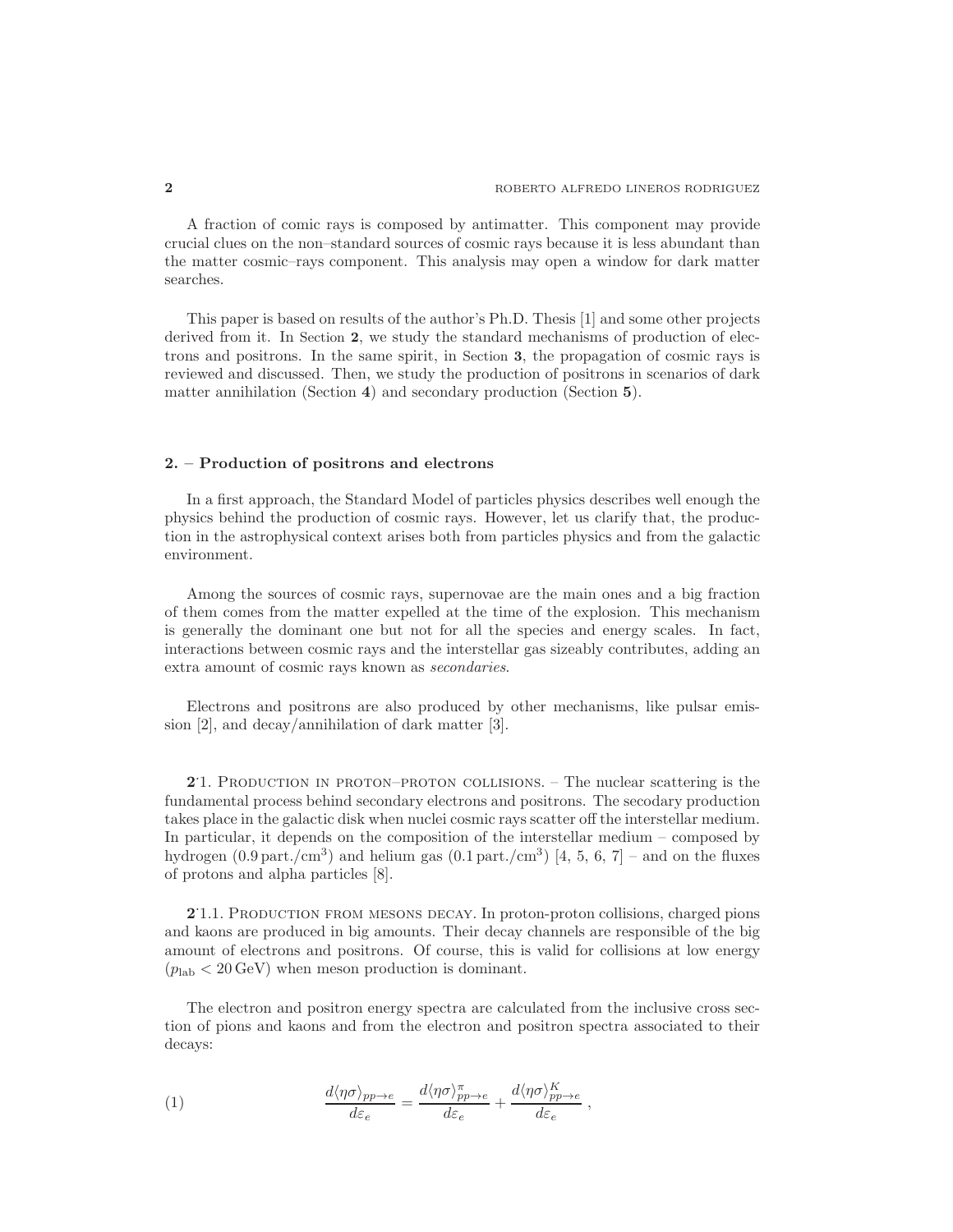A fraction of comic rays is composed by antimatter. This component may provide crucial clues on the non–standard sources of cosmic rays because it is less abundant than the matter cosmic–rays component. This analysis may open a window for dark matter searches.

This paper is based on results of the author's Ph.D. Thesis [1] and some other projects derived from it. In Section **2**, we study the standard mechanisms of production of electrons and positrons. In the same spirit, in Section **3**, the propagation of cosmic rays is reviewed and discussed. Then, we study the production of positrons in scenarios of dark matter annihilation (Section **4**) and secondary production (Section **5**).

## 2. – Production of positrons and electrons

In a first approach, the Standard Model of particles physics describes well enough the physics behind the production of cosmic rays. However, let us clarify that, the production in the astrophysical context arises both from particles physics and from the galactic environment.

Among the sources of cosmic rays, supernovae are the main ones and a big fraction of them comes from the matter expelled at the time of the explosion. This mechanism is generally the dominant one but not for all the species and energy scales. In fact, interactions between cosmic rays and the interstellar gas sizeably contributes, adding an extra amount of cosmic rays known as *secondaries*.

Electrons and positrons are also produced by other mechanisms, like pulsar emission [2], and decay/annihilation of dark matter [3].

**2**·1. Production in proton–proton collisions. – The nuclear scattering is the fundamental process behind secondary electrons and positrons. The secodary production takes place in the galactic disk when nuclei cosmic rays scatter off the interstellar medium. In particular, it depends on the composition of the interstellar medium – composed by hydrogen ($0.9\,\mathrm{part./cm^3}$) and helium gas ($0.1\,\mathrm{part./cm^3}$) [4, 5, 6, 7] – and on the fluxes of protons and alpha particles [8].

**2**·1.1. Production from mesons decay. In proton-proton collisions, charged pions and kaons are produced in big amounts. Their decay channels are responsible of the big amount of electrons and positrons. Of course, this is valid for collisions at low energy ($p_{\mathrm{lab}} < 20\,\mathrm{GeV}$) when meson production is dominant.

The electron and positron energy spectra are calculated from the inclusive cross section of pions and kaons and from the electron and positron spectra associated to their decays:

$$\frac{d\langle\eta\sigma\rangle_{pp\to e}}{d\varepsilon_e} = \frac{d\langle\eta\sigma\rangle^{\pi}_{pp\to e}}{d\varepsilon_e} + \frac{d\langle\eta\sigma\rangle^{K}_{pp\to e}}{d\varepsilon_e}\,, \tag{1}$$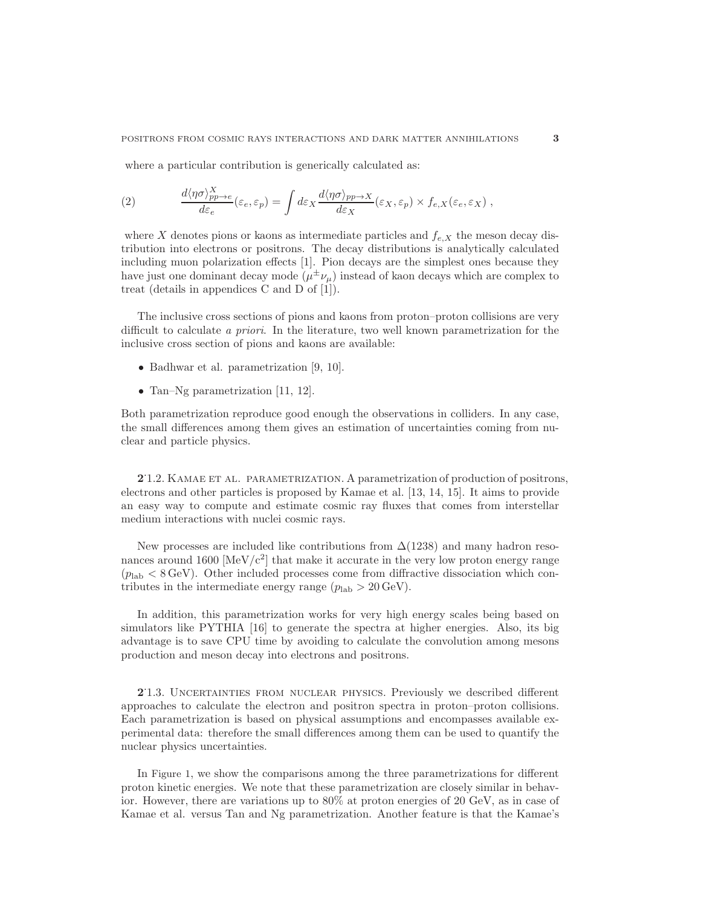where a particular contribution is generically calculated as:

$$\frac{d\langle\eta\sigma\rangle^{X}_{pp\to e}}{d\varepsilon_e}(\varepsilon_e,\varepsilon_p) = \int d\varepsilon_X \frac{d\langle\eta\sigma\rangle_{pp\to X}}{d\varepsilon_X}(\varepsilon_X,\varepsilon_p) \times f_{e,X}(\varepsilon_e,\varepsilon_X)\,, \tag{2}$$

where $X$ denotes pions or kaons as intermediate particles and $f_{e,X}$ the meson decay distribution into electrons or positrons. The decay distributions is analytically calculated including muon polarization effects [1]. Pion decays are the simplest ones because they have just one dominant decay mode ($\mu^{\pm}\nu_{\mu}$) instead of kaon decays which are complex to treat (details in appendices C and D of [1]).

The inclusive cross sections of pions and kaons from proton–proton collisions are very difficult to calculate *a priori*. In the literature, two well known parametrization for the inclusive cross section of pions and kaons are available:

- Badhwar et al. parametrization [9, 10].
- Tan–Ng parametrization [11, 12].

Both parametrization reproduce good enough the observations in colliders. In any case, the small differences among them gives an estimation of uncertainties coming from nuclear and particle physics.

**2·1.2.** Kamae et al. parametrization. A parametrization of production of positrons, electrons and other particles is proposed by Kamae et al. [13, 14, 15]. It aims to provide an easy way to compute and estimate cosmic ray fluxes that comes from interstellar medium interactions with nuclei cosmic rays.

New processes are included like contributions from $\Delta(1238)$ and many hadron resonances around 1600 [MeV/c$^2$] that make it accurate in the very low proton energy range ($p_{\mathrm{lab}} < 8\,\mathrm{GeV}$). Other included processes come from diffractive dissociation which contributes in the intermediate energy range ($p_{\mathrm{lab}} > 20\,\mathrm{GeV}$).

In addition, this parametrization works for very high energy scales being based on simulators like PYTHIA [16] to generate the spectra at higher energies. Also, its big advantage is to save CPU time by avoiding to calculate the convolution among mesons production and meson decay into electrons and positrons.

**2·1.3.** Uncertainties from nuclear physics. Previously we described different approaches to calculate the electron and positron spectra in proton–proton collisions. Each parametrization is based on physical assumptions and encompasses available experimental data: therefore the small differences among them can be used to quantify the nuclear physics uncertainties.

In Figure 1, we show the comparisons among the three parametrizations for different proton kinetic energies. We note that these parametrization are closely similar in behavior. However, there are variations up to 80% at proton energies of 20 GeV, as in case of Kamae et al. versus Tan and Ng parametrization. Another feature is that the Kamae's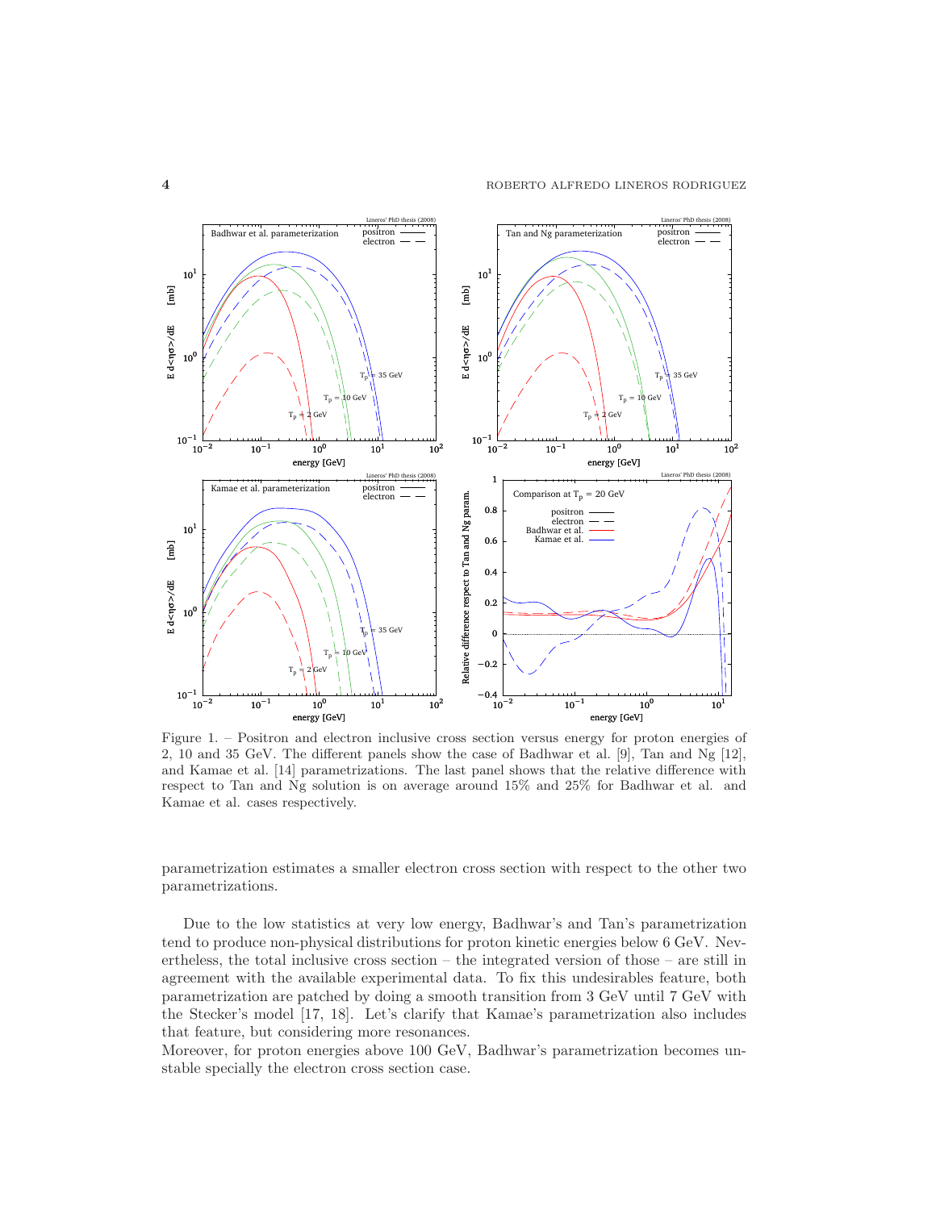Figure 1. – Positron and electron inclusive cross section versus energy for proton energies of 2, 10 and 35 GeV. The different panels show the case of Badhwar et al. [9], Tan and Ng [12], and Kamae et al. [14] parametrizations. The last panel shows that the relative difference with respect to Tan and Ng solution is on average around 15% and 25% for Badhwar et al. and Kamae et al. cases respectively.

parametrization estimates a smaller electron cross section with respect to the other two parametrizations.

Due to the low statistics at very low energy, Badhwar's and Tan's parametrization tend to produce non-physical distributions for proton kinetic energies below 6 GeV. Nevertheless, the total inclusive cross section – the integrated version of those – are still in agreement with the experimental data. To fix this undesirables feature, both parametrization are patched by doing a smooth transition from 3 GeV until 7 GeV with the Stecker's model [17, 18]. Let's clarify that Kamae's parametrization also includes that feature, but considering more resonances.
Moreover, for proton energies above 100 GeV, Badhwar's parametrization becomes unstable specially the electron cross section case.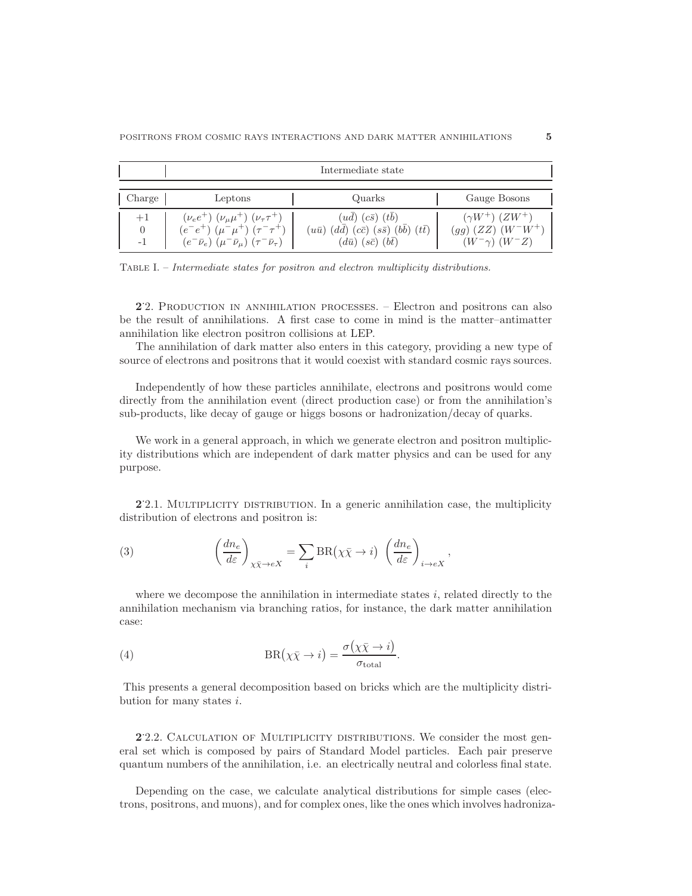| | Intermediate state | | |
|---|---|---|---|
| Charge | Leptons | Quarks | Gauge Bosons |
| +1 | $(\nu_e e^+)$ $(\nu_\mu \mu^+)$ $(\nu_\tau \tau^+)$ | $(u\bar{d})$ $(c\bar{s})$ $(t\bar{b})$ | $(\gamma W^+)$ $(ZW^+)$ |
| 0 | $(e^- e^+)$ $(\mu^- \mu^+)$ $(\tau^- \tau^+)$ | $(u\bar{u})$ $(d\bar{d})$ $(c\bar{c})$ $(s\bar{s})$ $(b\bar{b})$ $(t\bar{t})$ | $(gg)$ $(ZZ)$ $(W^- W^+)$ |
| -1 | $(e^- \bar{\nu}_e)$ $(\mu^- \bar{\nu}_\mu)$ $(\tau^- \bar{\nu}_\tau)$ | $(d\bar{u})$ $(s\bar{c})$ $(b\bar{t})$ | $(W^- \gamma)$ $(W^- Z)$ |

Table I. – *Intermediate states for positron and electron multiplicity distributions.*

**2**·2. Production in annihilation processes. – Electron and positrons can also be the result of annihilations. A first case to come in mind is the matter–antimatter annihilation like electron positron collisions at LEP.

The annihilation of dark matter also enters in this category, providing a new type of source of electrons and positrons that it would coexist with standard cosmic rays sources.

Independently of how these particles annihilate, electrons and positrons would come directly from the annihilation event (direct production case) or from the annihilation's sub-products, like decay of gauge or higgs bosons or hadronization/decay of quarks.

We work in a general approach, in which we generate electron and positron multiplicity distributions which are independent of dark matter physics and can be used for any purpose.

**2**·2.1. Multiplicity distribution. In a generic annihilation case, the multiplicity distribution of electrons and positron is:

$$\left(\frac{dn_e}{d\varepsilon}\right)_{\chi\bar{\chi}\to eX} = \sum_i \mathrm{BR}\big(\chi\bar{\chi}\to i\big)\ \left(\frac{dn_e}{d\varepsilon}\right)_{i\to eX}, \tag{3}$$

where we decompose the annihilation in intermediate states $i$, related directly to the annihilation mechanism via branching ratios, for instance, the dark matter annihilation case:

$$\mathrm{BR}\big(\chi\bar{\chi}\to i\big) = \frac{\sigma\big(\chi\bar{\chi}\to i\big)}{\sigma_{\rm total}}. \tag{4}$$

This presents a general decomposition based on bricks which are the multiplicity distribution for many states $i$.

**2**·2.2. Calculation of Multiplicity distributions. We consider the most general set which is composed by pairs of Standard Model particles. Each pair preserve quantum numbers of the annihilation, i.e. an electrically neutral and colorless final state.

Depending on the case, we calculate analytical distributions for simple cases (electrons, positrons, and muons), and for complex ones, like the ones which involves hadroniza-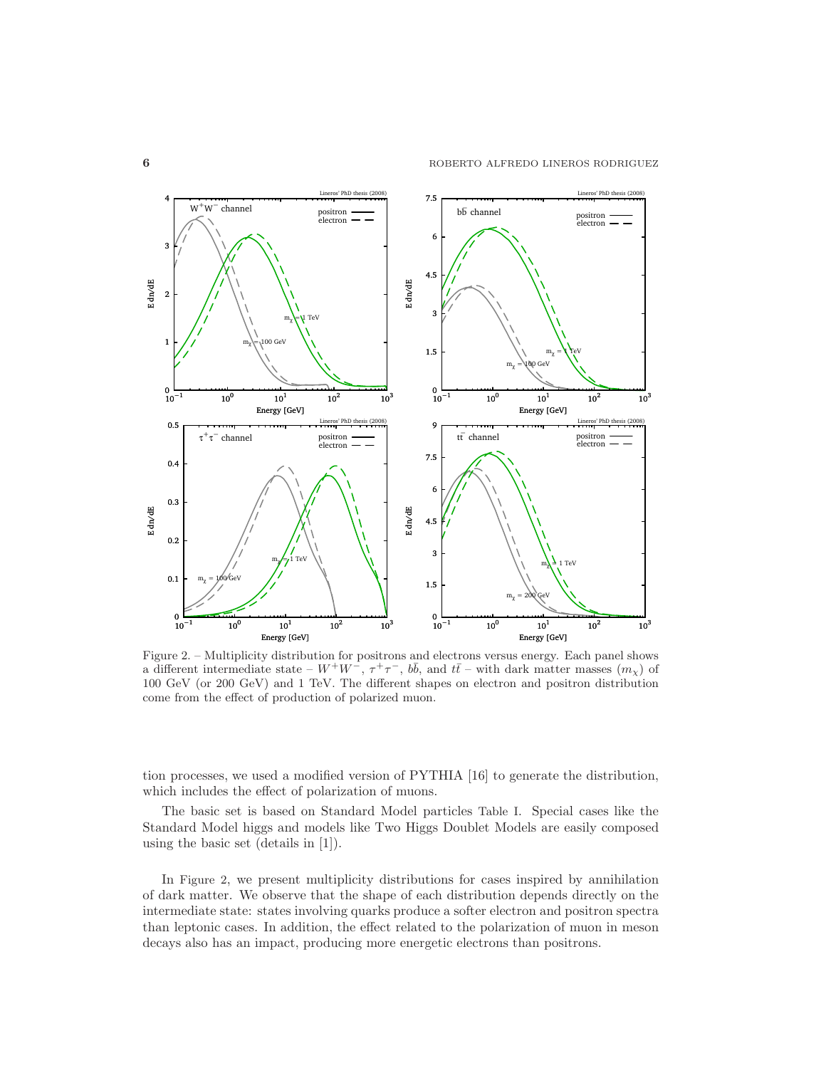Figure 2. – Multiplicity distribution for positrons and electrons versus energy. Each panel shows a different intermediate state – $W^+W^-$, $\tau^+\tau^-$, $b\bar{b}$, and $t\bar{t}$ – with dark matter masses ($m_\chi$) of 100 GeV (or 200 GeV) and 1 TeV. The different shapes on electron and positron distribution come from the effect of production of polarized muon.

tion processes, we used a modified version of PYTHIA [16] to generate the distribution, which includes the effect of polarization of muons.

The basic set is based on Standard Model particles Table I. Special cases like the Standard Model higgs and models like Two Higgs Doublet Models are easily composed using the basic set (details in [1]).

In Figure 2, we present multiplicity distributions for cases inspired by annihilation of dark matter. We observe that the shape of each distribution depends directly on the intermediate state: states involving quarks produce a softer electron and positron spectra than leptonic cases. In addition, the effect related to the polarization of muon in meson decays also has an impact, producing more energetic electrons than positrons.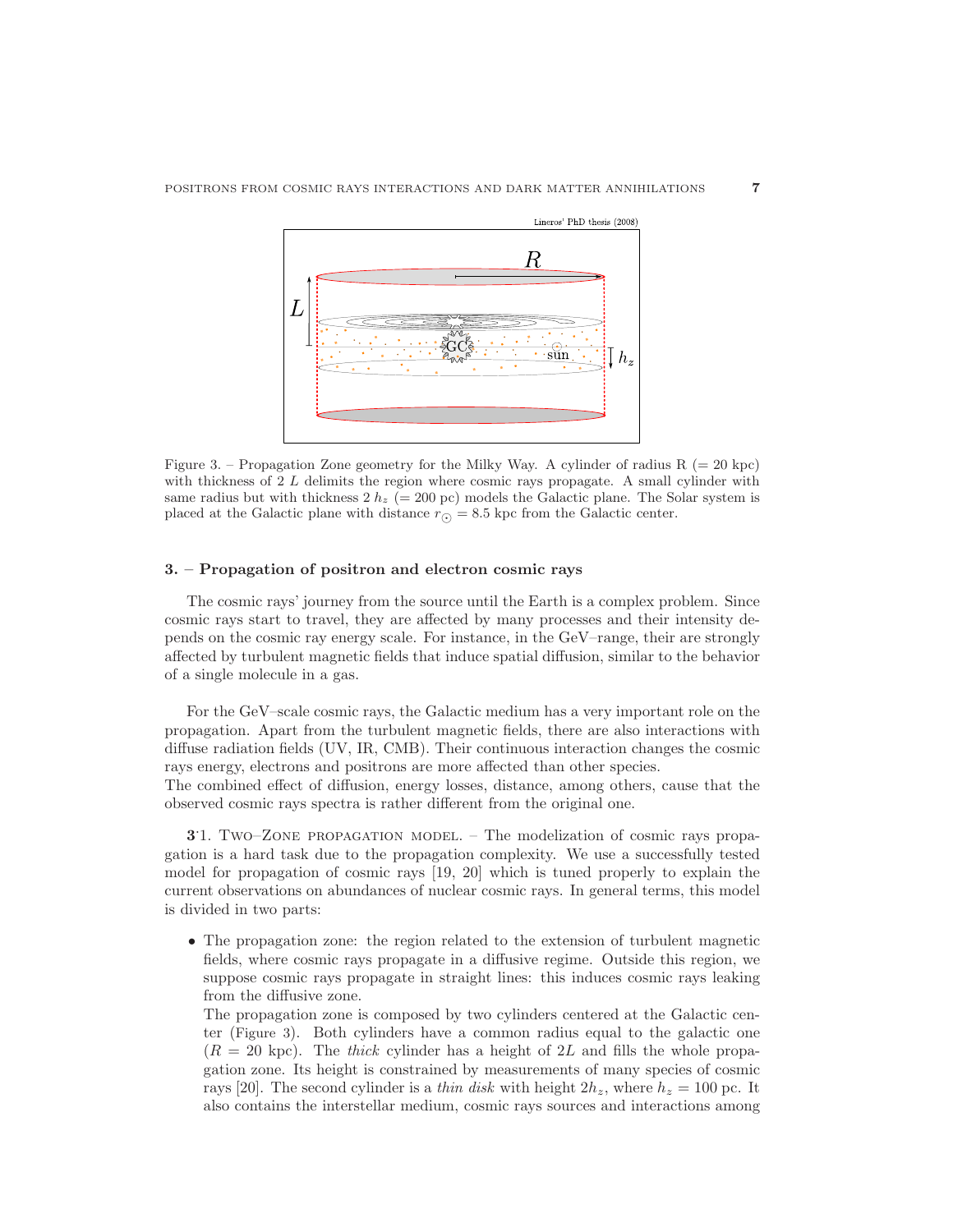Figure 3. – Propagation Zone geometry for the Milky Way. A cylinder of radius R (= 20 kpc) with thickness of 2 $L$ delimits the region where cosmic rays propagate. A small cylinder with same radius but with thickness 2 $h_z$ (= 200 pc) models the Galactic plane. The Solar system is placed at the Galactic plane with distance $r_{\odot} = 8.5$ kpc from the Galactic center.

## 3. – Propagation of positron and electron cosmic rays

The cosmic rays' journey from the source until the Earth is a complex problem. Since cosmic rays start to travel, they are affected by many processes and their intensity depends on the cosmic ray energy scale. For instance, in the GeV–range, their are strongly affected by turbulent magnetic fields that induce spatial diffusion, similar to the behavior of a single molecule in a gas.

For the GeV–scale cosmic rays, the Galactic medium has a very important role on the propagation. Apart from the turbulent magnetic fields, there are also interactions with diffuse radiation fields (UV, IR, CMB). Their continuous interaction changes the cosmic rays energy, electrons and positrons are more affected than other species.
The combined effect of diffusion, energy losses, distance, among others, cause that the observed cosmic rays spectra is rather different from the original one.

**3·1.** Two–Zone propagation model. – The modelization of cosmic rays propagation is a hard task due to the propagation complexity. We use a successfully tested model for propagation of cosmic rays [19, 20] which is tuned properly to explain the current observations on abundances of nuclear cosmic rays. In general terms, this model is divided in two parts:

- The propagation zone: the region related to the extension of turbulent magnetic fields, where cosmic rays propagate in a diffusive regime. Outside this region, we suppose cosmic rays propagate in straight lines: this induces cosmic rays leaking from the diffusive zone.
  The propagation zone is composed by two cylinders centered at the Galactic center (Figure 3). Both cylinders have a common radius equal to the galactic one ($R = 20$ kpc). The *thick* cylinder has a height of $2L$ and fills the whole propagation zone. Its height is constrained by measurements of many species of cosmic rays [20]. The second cylinder is a *thin disk* with height $2h_z$, where $h_z = 100$ pc. It also contains the interstellar medium, cosmic rays sources and interactions among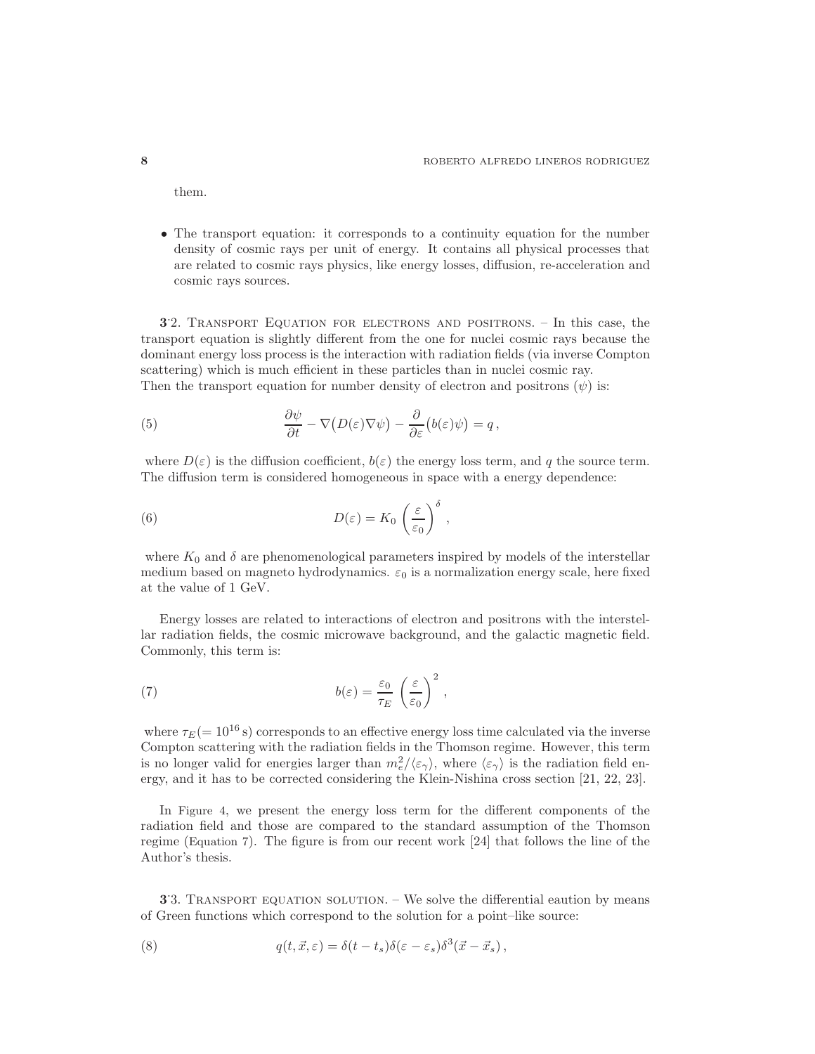them.

- The transport equation: it corresponds to a continuity equation for the number density of cosmic rays per unit of energy. It contains all physical processes that are related to cosmic rays physics, like energy losses, diffusion, re-acceleration and cosmic rays sources.

### 3·2. Transport Equation for electrons and positrons.

– In this case, the transport equation is slightly different from the one for nuclei cosmic rays because the dominant energy loss process is the interaction with radiation fields (via inverse Compton scattering) which is much efficient in these particles than in nuclei cosmic ray.
Then the transport equation for number density of electron and positrons ($\psi$) is:

$$\frac{\partial \psi}{\partial t} - \nabla\big(D(\varepsilon)\nabla\psi\big) - \frac{\partial}{\partial \varepsilon}\big(b(\varepsilon)\psi\big) = q\,, \tag{5}$$

where $D(\varepsilon)$ is the diffusion coefficient, $b(\varepsilon)$ the energy loss term, and $q$ the source term. The diffusion term is considered homogeneous in space with a energy dependence:

$$D(\varepsilon) = K_0\,\left(\frac{\varepsilon}{\varepsilon_0}\right)^{\delta}\,, \tag{6}$$

where $K_0$ and $\delta$ are phenomenological parameters inspired by models of the interstellar medium based on magneto hydrodynamics. $\varepsilon_0$ is a normalization energy scale, here fixed at the value of 1 GeV.

Energy losses are related to interactions of electron and positrons with the interstellar radiation fields, the cosmic microwave background, and the galactic magnetic field. Commonly, this term is:

$$b(\varepsilon) = \frac{\varepsilon_0}{\tau_E}\,\left(\frac{\varepsilon}{\varepsilon_0}\right)^{2}\,, \tag{7}$$

where $\tau_E(= 10^{16}\,\mathrm{s})$ corresponds to an effective energy loss time calculated via the inverse Compton scattering with the radiation fields in the Thomson regime. However, this term is no longer valid for energies larger than $m_e^2/\langle\varepsilon_\gamma\rangle$, where $\langle\varepsilon_\gamma\rangle$ is the radiation field energy, and it has to be corrected considering the Klein-Nishina cross section [21, 22, 23].

In Figure 4, we present the energy loss term for the different components of the radiation field and those are compared to the standard assumption of the Thomson regime (Equation 7). The figure is from our recent work [24] that follows the line of the Author's thesis.

### 3·3. Transport equation solution.

– We solve the differential eaution by means of Green functions which correspond to the solution for a point–like source:

$$q(t,\vec{x},\varepsilon) = \delta(t-t_s)\delta(\varepsilon-\varepsilon_s)\delta^3(\vec{x}-\vec{x}_s)\,, \tag{8}$$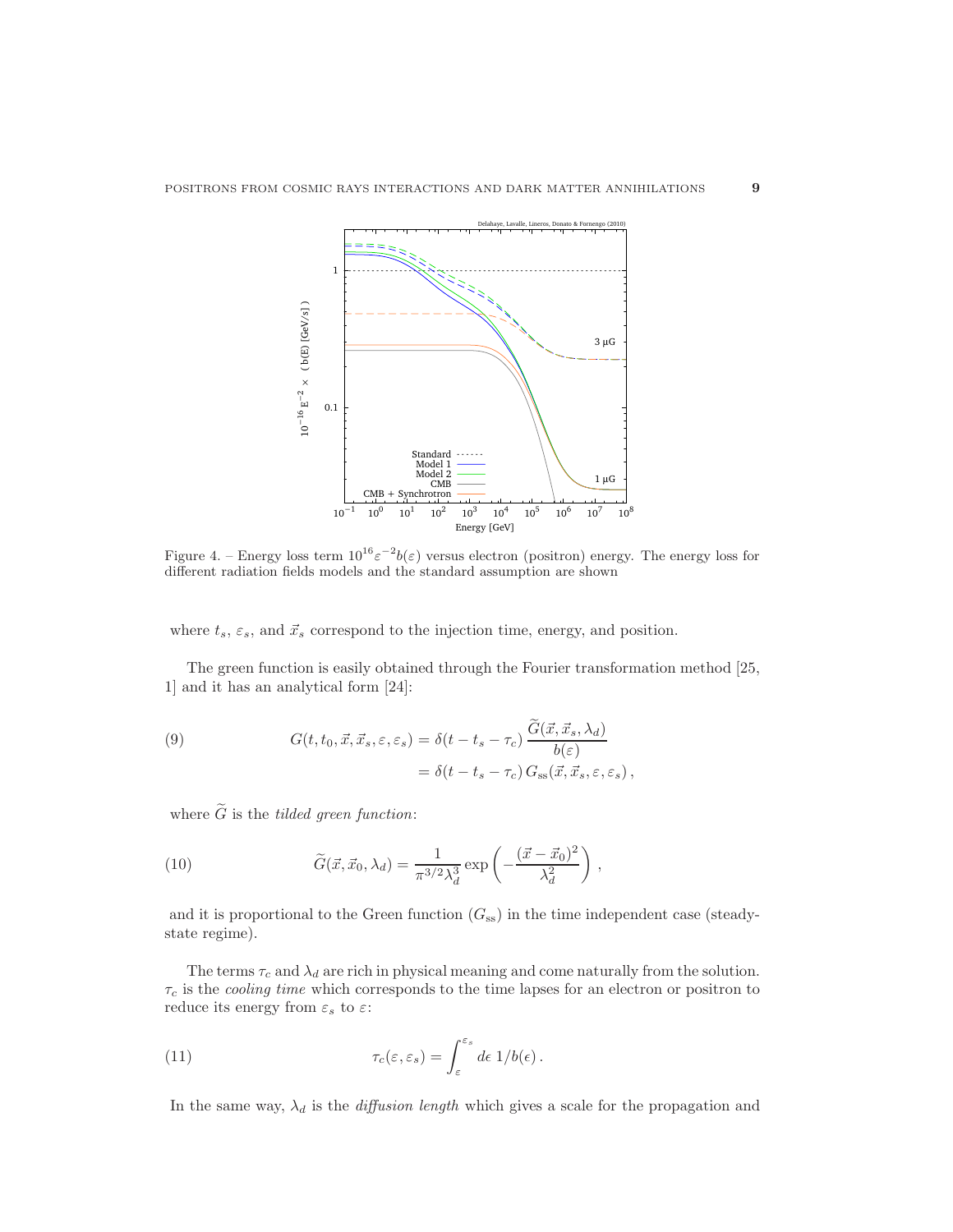Figure 4. – Energy loss term $10^{16}\varepsilon^{-2}b(\varepsilon)$ versus electron (positron) energy. The energy loss for different radiation fields models and the standard assumption are shown

where $t_s$, $\varepsilon_s$, and $\vec{x}_s$ correspond to the injection time, energy, and position.

The green function is easily obtained through the Fourier transformation method [25, 1] and it has an analytical form [24]:

$$
\begin{aligned}
G(t, t_0, \vec{x}, \vec{x}_s, \varepsilon, \varepsilon_s) &= \delta(t - t_s - \tau_c)\,\frac{\widetilde{G}(\vec{x}, \vec{x}_s, \lambda_d)}{b(\varepsilon)} \\
&= \delta(t - t_s - \tau_c)\, G_{\rm ss}(\vec{x}, \vec{x}_s, \varepsilon, \varepsilon_s)\,,
\end{aligned} \tag{9}
$$

where $\widetilde{G}$ is the *tilded green function*:

$$
\widetilde{G}(\vec{x}, \vec{x}_0, \lambda_d) = \frac{1}{\pi^{3/2}\lambda_d^3} \exp\left(-\frac{(\vec{x} - \vec{x}_0)^2}{\lambda_d^2}\right)\,, \tag{10}
$$

and it is proportional to the Green function ($G_{\rm ss}$) in the time independent case (steady-state regime).

The terms $\tau_c$ and $\lambda_d$ are rich in physical meaning and come naturally from the solution. $\tau_c$ is the *cooling time* which corresponds to the time lapses for an electron or positron to reduce its energy from $\varepsilon_s$ to $\varepsilon$:

$$
\tau_c(\varepsilon, \varepsilon_s) = \int_{\varepsilon}^{\varepsilon_s} d\epsilon\ 1/b(\epsilon)\,. \tag{11}
$$

In the same way, $\lambda_d$ is the *diffusion length* which gives a scale for the propagation and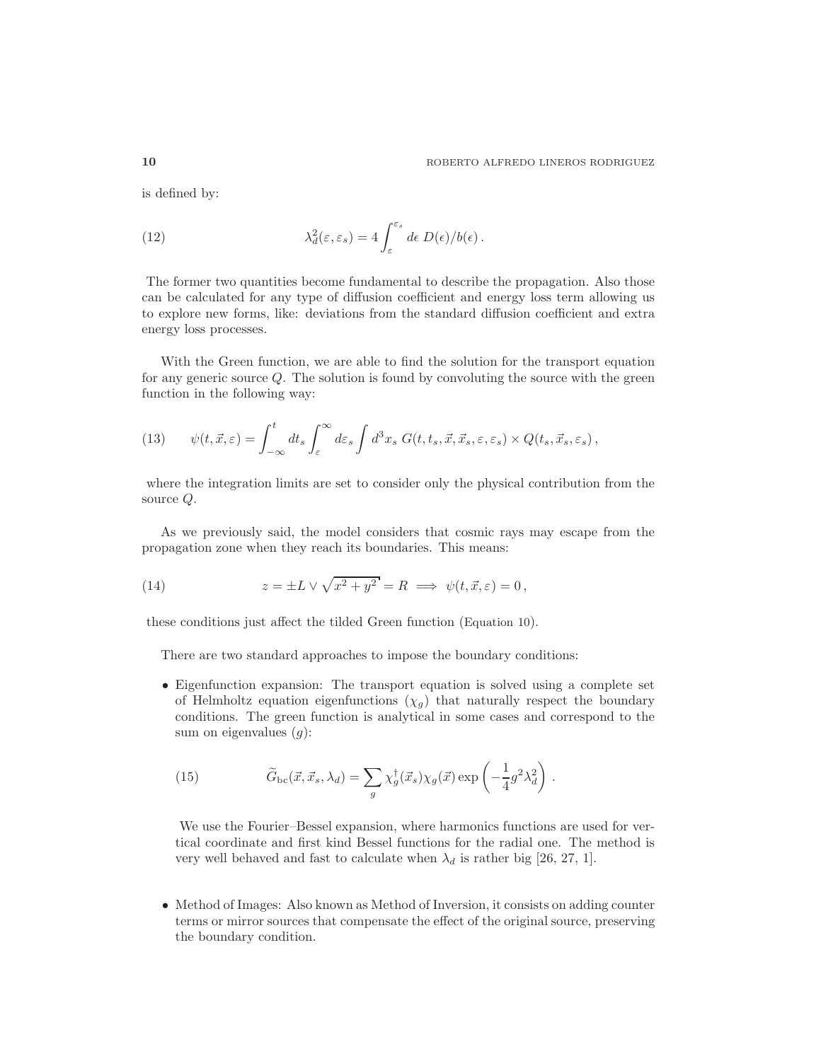is defined by:

$$\lambda_d^2(\varepsilon, \varepsilon_s) = 4 \int_{\varepsilon}^{\varepsilon_s} d\epsilon \; D(\epsilon)/b(\epsilon) \,. \tag{12}$$

The former two quantities become fundamental to describe the propagation. Also those can be calculated for any type of diffusion coefficient and energy loss term allowing us to explore new forms, like: deviations from the standard diffusion coefficient and extra energy loss processes.

With the Green function, we are able to find the solution for the transport equation for any generic source $Q$. The solution is found by convoluting the source with the green function in the following way:

$$\psi(t, \vec{x}, \varepsilon) = \int_{-\infty}^{t} dt_s \int_{\varepsilon}^{\infty} d\varepsilon_s \int d^3x_s \; G(t, t_s, \vec{x}, \vec{x}_s, \varepsilon, \varepsilon_s) \times Q(t_s, \vec{x}_s, \varepsilon_s) \,, \tag{13}$$

where the integration limits are set to consider only the physical contribution from the source $Q$.

As we previously said, the model considers that cosmic rays may escape from the propagation zone when they reach its boundaries. This means:

$$z = \pm L \vee \sqrt{x^2 + y^2} = R \implies \psi(t, \vec{x}, \varepsilon) = 0 \,, \tag{14}$$

these conditions just affect the tilded Green function (Equation 10).

There are two standard approaches to impose the boundary conditions:

- Eigenfunction expansion: The transport equation is solved using a complete set of Helmholtz equation eigenfunctions ($\chi_g$) that naturally respect the boundary conditions. The green function is analytical in some cases and correspond to the sum on eigenvalues ($g$):

$$\widetilde{G}_{\rm bc}(\vec{x}, \vec{x}_s, \lambda_d) = \sum_g \chi_g^\dagger(\vec{x}_s) \chi_g(\vec{x}) \exp\left(-\frac{1}{4} g^2 \lambda_d^2\right) \,. \tag{15}$$

  We use the Fourier–Bessel expansion, where harmonics functions are used for vertical coordinate and first kind Bessel functions for the radial one. The method is very well behaved and fast to calculate when $\lambda_d$ is rather big [26, 27, 1].

- Method of Images: Also known as Method of Inversion, it consists on adding counter terms or mirror sources that compensate the effect of the original source, preserving the boundary condition.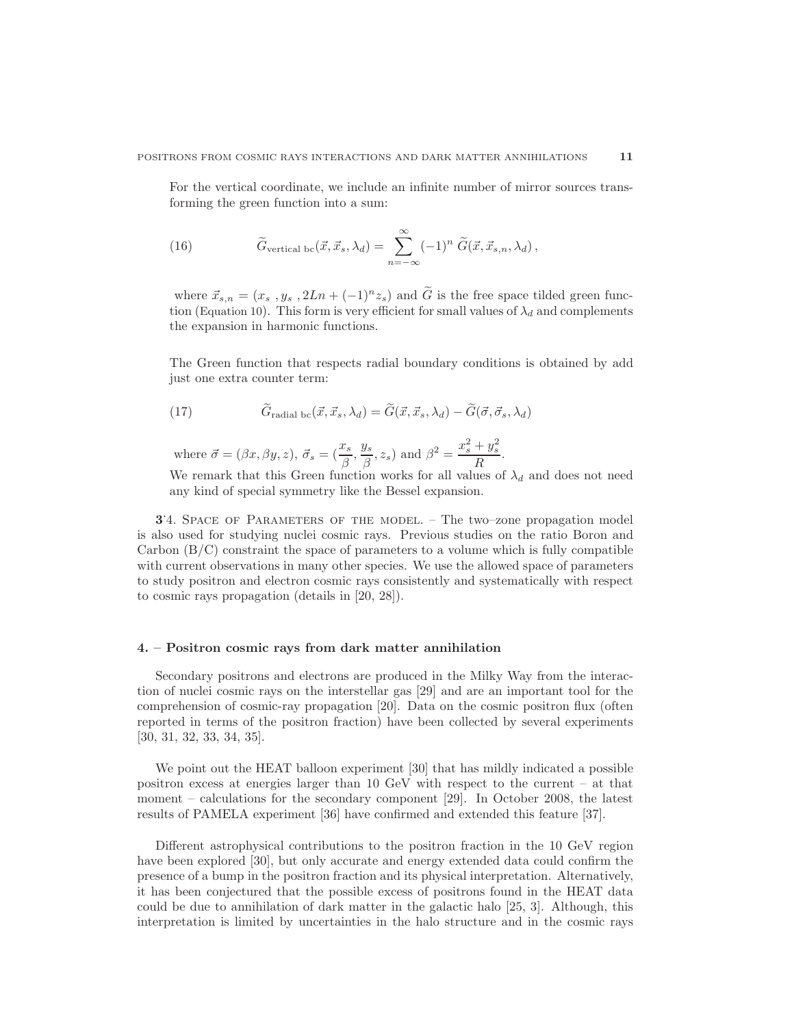For the vertical coordinate, we include an infinite number of mirror sources transforming the green function into a sum:

$$\widetilde{G}_{\text{vertical bc}}(\vec{x},\vec{x}_s,\lambda_d) = \sum_{n=-\infty}^{\infty} (-1)^n \, \widetilde{G}(\vec{x},\vec{x}_{s,n},\lambda_d)\,, \tag{16}$$

where $\vec{x}_{s,n} = (x_s \; , y_s \; , 2Ln + (-1)^n z_s)$ and $\widetilde{G}$ is the free space tilded green function (Equation 10). This form is very efficient for small values of $\lambda_d$ and complements the expansion in harmonic functions.

The Green function that respects radial boundary conditions is obtained by add just one extra counter term:

$$\widetilde{G}_{\text{radial bc}}(\vec{x},\vec{x}_s,\lambda_d) = \widetilde{G}(\vec{x},\vec{x}_s,\lambda_d) - \widetilde{G}(\vec{\sigma},\vec{\sigma}_s,\lambda_d) \tag{17}$$

where $\vec{\sigma} = (\beta x, \beta y, z)$, $\vec{\sigma}_s = (\dfrac{x_s}{\beta}, \dfrac{y_s}{\beta}, z_s)$ and $\beta^2 = \dfrac{x_s^2 + y_s^2}{R}$.
We remark that this Green function works for all values of $\lambda_d$ and does not need any kind of special symmetry like the Bessel expansion.

**3**˙4. Space of Parameters of the model. – The two–zone propagation model is also used for studying nuclei cosmic rays. Previous studies on the ratio Boron and Carbon (B/C) constraint the space of parameters to a volume which is fully compatible with current observations in many other species. We use the allowed space of parameters to study positron and electron cosmic rays consistently and systematically with respect to cosmic rays propagation (details in [20, 28]).

## 4. – Positron cosmic rays from dark matter annihilation

Secondary positrons and electrons are produced in the Milky Way from the interaction of nuclei cosmic rays on the interstellar gas [29] and are an important tool for the comprehension of cosmic-ray propagation [20]. Data on the cosmic positron flux (often reported in terms of the positron fraction) have been collected by several experiments [30, 31, 32, 33, 34, 35].

We point out the HEAT balloon experiment [30] that has mildly indicated a possible positron excess at energies larger than 10 GeV with respect to the current – at that moment – calculations for the secondary component [29]. In October 2008, the latest results of PAMELA experiment [36] have confirmed and extended this feature [37].

Different astrophysical contributions to the positron fraction in the 10 GeV region have been explored [30], but only accurate and energy extended data could confirm the presence of a bump in the positron fraction and its physical interpretation. Alternatively, it has been conjectured that the possible excess of positrons found in the HEAT data could be due to annihilation of dark matter in the galactic halo [25, 3]. Although, this interpretation is limited by uncertainties in the halo structure and in the cosmic rays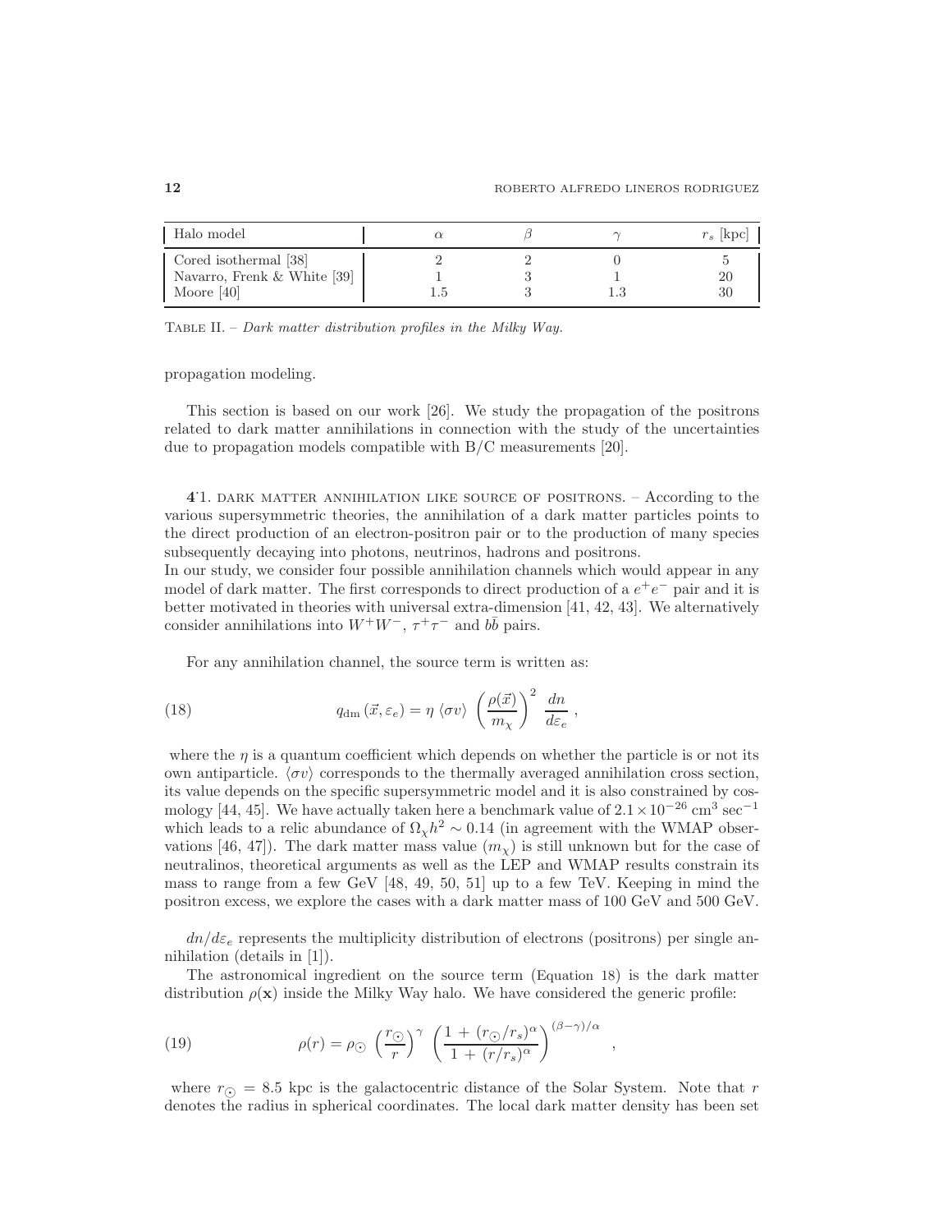| Halo model | $\alpha$ | $\beta$ | $\gamma$ | $r_s$ [kpc] |
|---|---|---|---|---|
| Cored isothermal [38] | 2 | 2 | 0 | 5 |
| Navarro, Frenk & White [39] | 1 | 3 | 1 | 20 |
| Moore [40] | 1.5 | 3 | 1.3 | 30 |

TABLE II. – *Dark matter distribution profiles in the Milky Way.*

propagation modeling.

This section is based on our work [26]. We study the propagation of the positrons related to dark matter annihilations in connection with the study of the uncertainties due to propagation models compatible with B/C measurements [20].

**4·1. DARK MATTER ANNIHILATION LIKE SOURCE OF POSITRONS.** – According to the various supersymmetric theories, the annihilation of a dark matter particles points to the direct production of an electron-positron pair or to the production of many species subsequently decaying into photons, neutrinos, hadrons and positrons.
In our study, we consider four possible annihilation channels which would appear in any model of dark matter. The first corresponds to direct production of a $e^+e^-$ pair and it is better motivated in theories with universal extra-dimension [41, 42, 43]. We alternatively consider annihilations into $W^+W^-$, $\tau^+\tau^-$ and $b\bar{b}$ pairs.

For any annihilation channel, the source term is written as:

$$q_{\rm dm}\,(\vec{x}, \varepsilon_e) = \eta\;\langle\sigma v\rangle\;\left(\frac{\rho(\vec{x})}{m_\chi}\right)^2\;\frac{dn}{d\varepsilon_e}\;, \tag{18}$$

where the $\eta$ is a quantum coefficient which depends on whether the particle is or not its own antiparticle. $\langle\sigma v\rangle$ corresponds to the thermally averaged annihilation cross section, its value depends on the specific supersymmetric model and it is also constrained by cosmology [44, 45]. We have actually taken here a benchmark value of $2.1 \times 10^{-26}$ cm$^3$ sec$^{-1}$ which leads to a relic abundance of $\Omega_\chi h^2 \sim 0.14$ (in agreement with the WMAP observations [46, 47]). The dark matter mass value ($m_\chi$) is still unknown but for the case of neutralinos, theoretical arguments as well as the LEP and WMAP results constrain its mass to range from a few GeV [48, 49, 50, 51] up to a few TeV. Keeping in mind the positron excess, we explore the cases with a dark matter mass of 100 GeV and 500 GeV.

$dn/d\varepsilon_e$ represents the multiplicity distribution of electrons (positrons) per single annihilation (details in [1]).

The astronomical ingredient on the source term (Equation 18) is the dark matter distribution $\rho(\mathbf{x})$ inside the Milky Way halo. We have considered the generic profile:

$$\rho(r) = \rho_\odot\;\left(\frac{r_\odot}{r}\right)^\gamma\;\left(\frac{1\,+\,(r_\odot/r_s)^\alpha}{1\,+\,(r/r_s)^\alpha}\right)^{(\beta-\gamma)/\alpha}\quad, \tag{19}$$

where $r_\odot = 8.5$ kpc is the galactocentric distance of the Solar System. Note that $r$ denotes the radius in spherical coordinates. The local dark matter density has been set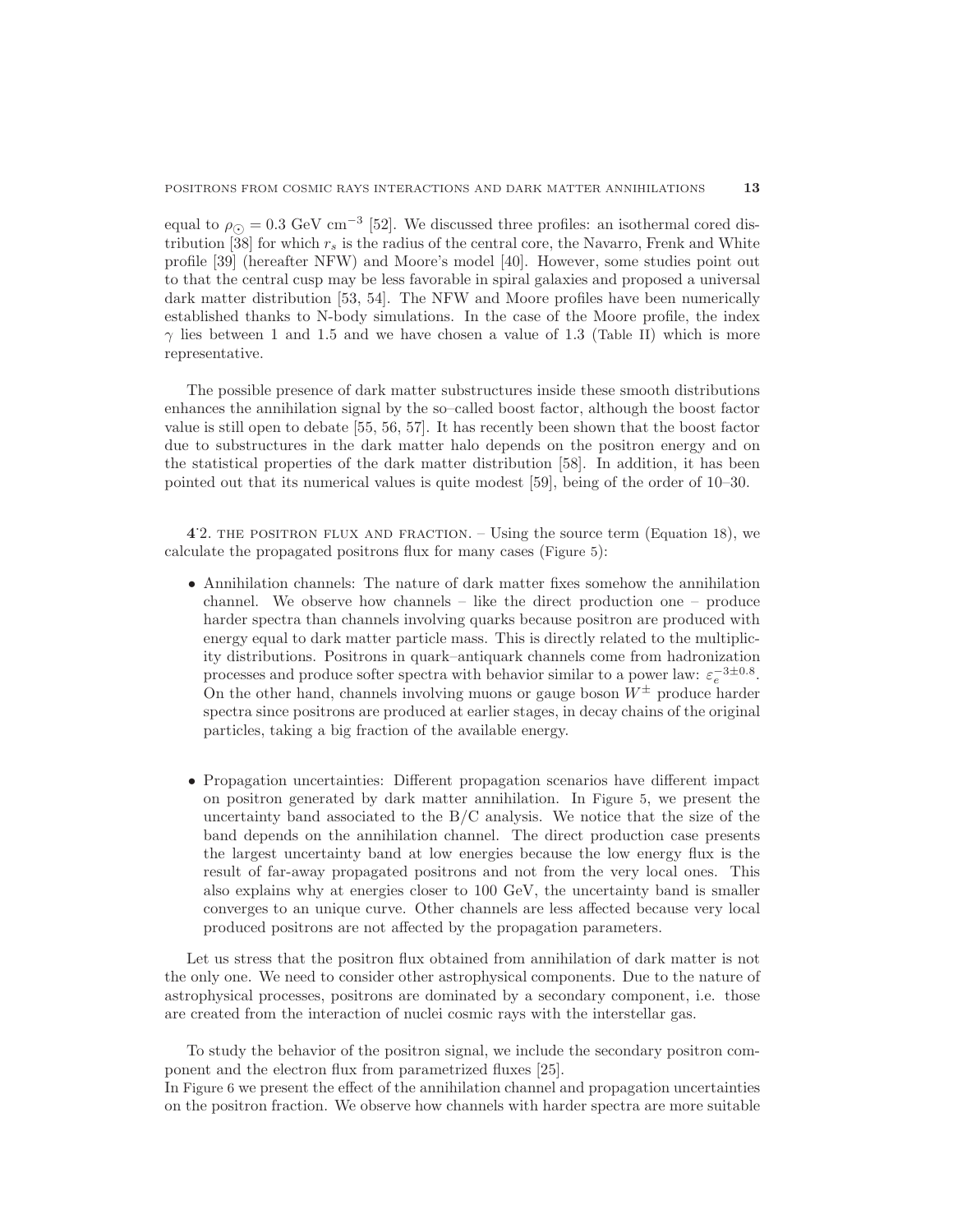equal to $\rho_{\odot} = 0.3$ GeV cm$^{-3}$ [52]. We discussed three profiles: an isothermal cored distribution [38] for which $r_s$ is the radius of the central core, the Navarro, Frenk and White profile [39] (hereafter NFW) and Moore's model [40]. However, some studies point out to that the central cusp may be less favorable in spiral galaxies and proposed a universal dark matter distribution [53, 54]. The NFW and Moore profiles have been numerically established thanks to N-body simulations. In the case of the Moore profile, the index $\gamma$ lies between 1 and 1.5 and we have chosen a value of 1.3 (Table II) which is more representative.

The possible presence of dark matter substructures inside these smooth distributions enhances the annihilation signal by the so–called boost factor, although the boost factor value is still open to debate [55, 56, 57]. It has recently been shown that the boost factor due to substructures in the dark matter halo depends on the positron energy and on the statistical properties of the dark matter distribution [58]. In addition, it has been pointed out that its numerical values is quite modest [59], being of the order of 10–30.

**4·2.** THE POSITRON FLUX AND FRACTION. – Using the source term (Equation 18), we calculate the propagated positrons flux for many cases (Figure 5):

- Annihilation channels: The nature of dark matter fixes somehow the annihilation channel. We observe how channels – like the direct production one – produce harder spectra than channels involving quarks because positron are produced with energy equal to dark matter particle mass. This is directly related to the multiplicity distributions. Positrons in quark–antiquark channels come from hadronization processes and produce softer spectra with behavior similar to a power law: $\varepsilon_e^{-3\pm0.8}$. On the other hand, channels involving muons or gauge boson $W^{\pm}$ produce harder spectra since positrons are produced at earlier stages, in decay chains of the original particles, taking a big fraction of the available energy.

- Propagation uncertainties: Different propagation scenarios have different impact on positron generated by dark matter annihilation. In Figure 5, we present the uncertainty band associated to the B/C analysis. We notice that the size of the band depends on the annihilation channel. The direct production case presents the largest uncertainty band at low energies because the low energy flux is the result of far-away propagated positrons and not from the very local ones. This also explains why at energies closer to 100 GeV, the uncertainty band is smaller converges to an unique curve. Other channels are less affected because very local produced positrons are not affected by the propagation parameters.

Let us stress that the positron flux obtained from annihilation of dark matter is not the only one. We need to consider other astrophysical components. Due to the nature of astrophysical processes, positrons are dominated by a secondary component, i.e. those are created from the interaction of nuclei cosmic rays with the interstellar gas.

To study the behavior of the positron signal, we include the secondary positron component and the electron flux from parametrized fluxes [25].
In Figure 6 we present the effect of the annihilation channel and propagation uncertainties on the positron fraction. We observe how channels with harder spectra are more suitable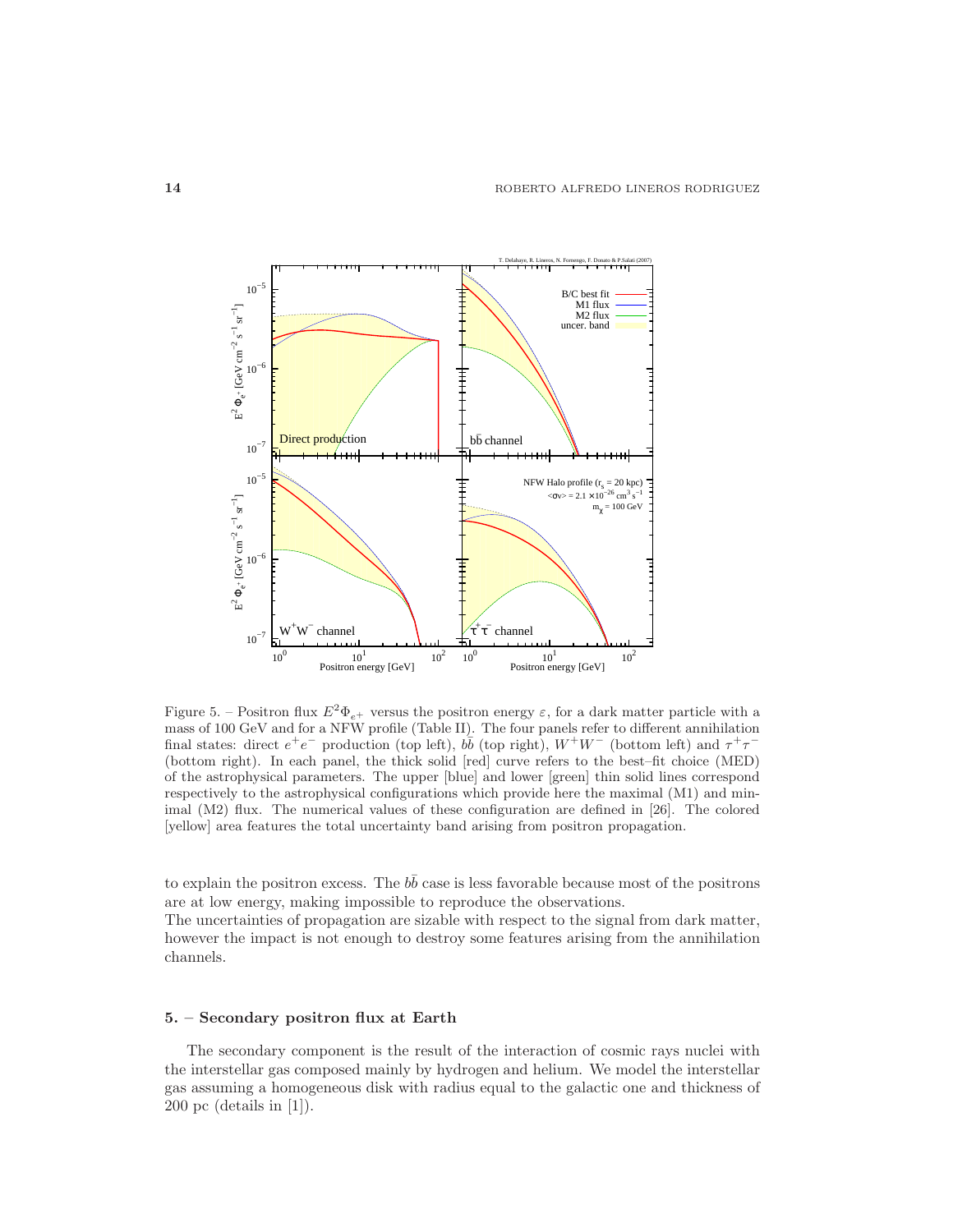Figure 5. – Positron flux $E^2\Phi_{e^+}$ versus the positron energy $\varepsilon$, for a dark matter particle with a mass of 100 GeV and for a NFW profile (Table II). The four panels refer to different annihilation final states: direct $e^+e^-$ production (top left), $b\bar{b}$ (top right), $W^+W^-$ (bottom left) and $\tau^+\tau^-$ (bottom right). In each panel, the thick solid [red] curve refers to the best–fit choice (MED) of the astrophysical parameters. The upper [blue] and lower [green] thin solid lines correspond respectively to the astrophysical configurations which provide here the maximal (M1) and minimal (M2) flux. The numerical values of these configuration are defined in [26]. The colored [yellow] area features the total uncertainty band arising from positron propagation.

to explain the positron excess. The $b\bar{b}$ case is less favorable because most of the positrons are at low energy, making impossible to reproduce the observations.
The uncertainties of propagation are sizable with respect to the signal from dark matter, however the impact is not enough to destroy some features arising from the annihilation channels.

## 5. – Secondary positron flux at Earth

The secondary component is the result of the interaction of cosmic rays nuclei with the interstellar gas composed mainly by hydrogen and helium. We model the interstellar gas assuming a homogeneous disk with radius equal to the galactic one and thickness of 200 pc (details in [1]).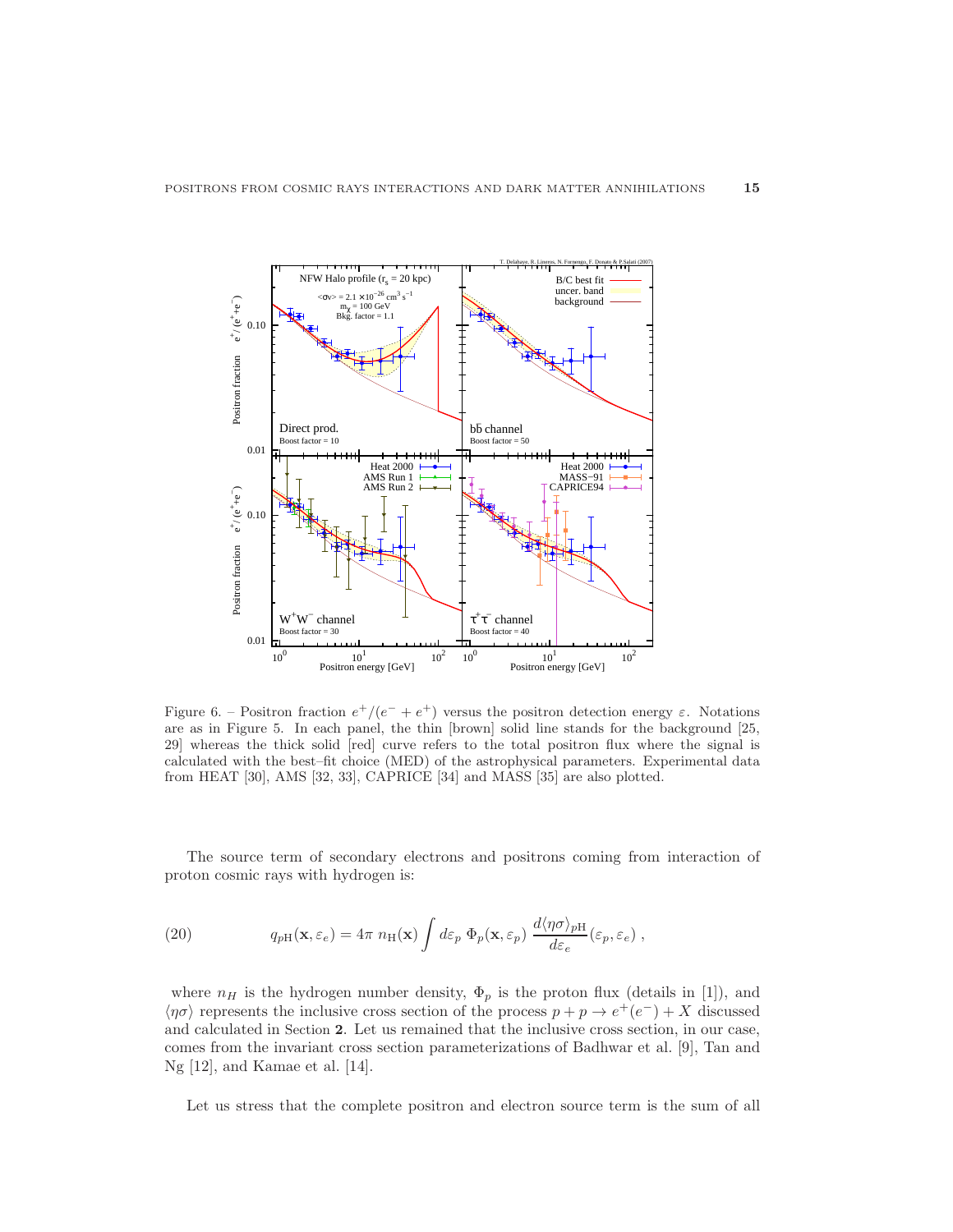Figure 6. – Positron fraction $e^+/(e^- + e^+)$ versus the positron detection energy $\varepsilon$. Notations are as in Figure 5. In each panel, the thin [brown] solid line stands for the background [25, 29] whereas the thick solid [red] curve refers to the total positron flux where the signal is calculated with the best–fit choice (MED) of the astrophysical parameters. Experimental data from HEAT [30], AMS [32, 33], CAPRICE [34] and MASS [35] are also plotted.

The source term of secondary electrons and positrons coming from interaction of proton cosmic rays with hydrogen is:

$$q_{p\mathrm{H}}(\mathbf{x}, \varepsilon_e) = 4\pi \; n_{\mathrm{H}}(\mathbf{x}) \int d\varepsilon_p \; \Phi_p(\mathbf{x}, \varepsilon_p) \; \frac{d\langle \eta\sigma \rangle_{p\mathrm{H}}}{d\varepsilon_e}(\varepsilon_p, \varepsilon_e) \; , \tag{20}$$

where $n_H$ is the hydrogen number density, $\Phi_p$ is the proton flux (details in [1]), and $\langle \eta\sigma \rangle$ represents the inclusive cross section of the process $p + p \rightarrow e^+(e^-) + X$ discussed and calculated in Section **2**. Let us remained that the inclusive cross section, in our case, comes from the invariant cross section parameterizations of Badhwar et al. [9], Tan and Ng [12], and Kamae et al. [14].

Let us stress that the complete positron and electron source term is the sum of all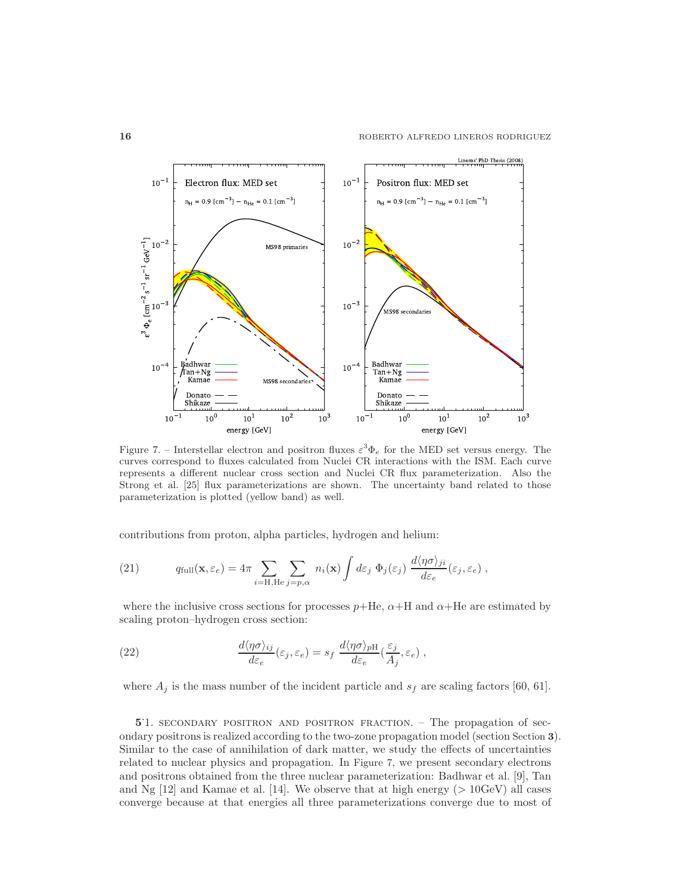Figure 7. – Interstellar electron and positron fluxes $\varepsilon^3 \Phi_e$ for the MED set versus energy. The curves correspond to fluxes calculated from Nuclei CR interactions with the ISM. Each curve represents a different nuclear cross section and Nuclei CR flux parameterization. Also the Strong et al. [25] flux parameterizations are shown. The uncertainty band related to those parameterization is plotted (yellow band) as well.

contributions from proton, alpha particles, hydrogen and helium:

$$q_{\rm full}(\mathbf{x}, \varepsilon_e) = 4\pi \sum_{i={\rm H,He}} \sum_{j=p,\alpha} n_i(\mathbf{x}) \int d\varepsilon_j \; \Phi_j(\varepsilon_j) \; \frac{d\langle \eta\sigma \rangle_{ji}}{d\varepsilon_e}(\varepsilon_j, \varepsilon_e) \;, \tag{21}$$

where the inclusive cross sections for processes $p$+He, $\alpha$+H and $\alpha$+He are estimated by scaling proton–hydrogen cross section:

$$\frac{d\langle \eta\sigma \rangle_{ij}}{d\varepsilon_e}(\varepsilon_j, \varepsilon_e) = s_f \; \frac{d\langle \eta\sigma \rangle_{p\rm H}}{d\varepsilon_e}(\frac{\varepsilon_j}{A_j}, \varepsilon_e) \;, \tag{22}$$

where $A_j$ is the mass number of the incident particle and $s_f$ are scaling factors [60, 61].

**5**·1. SECONDARY POSITRON AND POSITRON FRACTION. – The propagation of secondary positrons is realized according to the two-zone propagation model (section Section **3**). Similar to the case of annihilation of dark matter, we study the effects of uncertainties related to nuclear physics and propagation. In Figure 7, we present secondary electrons and positrons obtained from the three nuclear parameterization: Badhwar et al. [9], Tan and Ng [12] and Kamae et al. [14]. We observe that at high energy (> 10GeV) all cases converge because at that energies all three parameterizations converge due to most of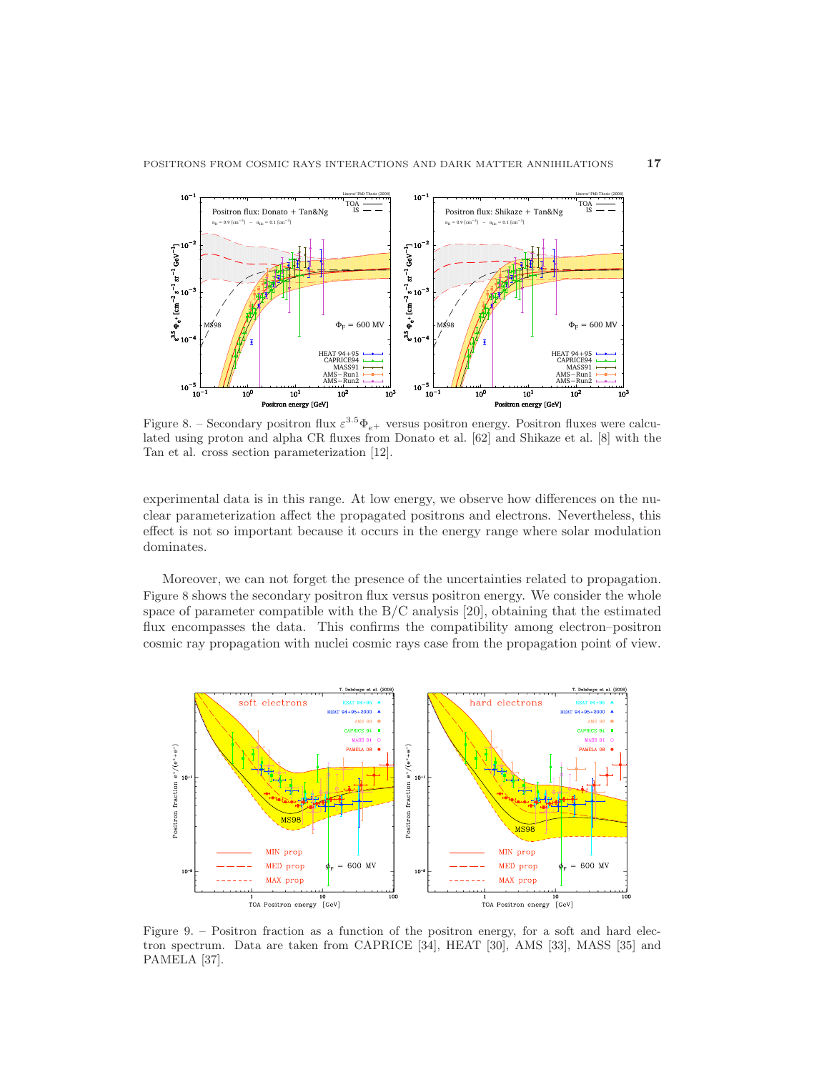Figure 8. – Secondary positron flux $\varepsilon^{3.5}\Phi_{e^+}$ versus positron energy. Positron fluxes were calculated using proton and alpha CR fluxes from Donato et al. [62] and Shikaze et al. [8] with the Tan et al. cross section parameterization [12].

experimental data is in this range. At low energy, we observe how differences on the nuclear parameterization affect the propagated positrons and electrons. Nevertheless, this effect is not so important because it occurs in the energy range where solar modulation dominates.

Moreover, we can not forget the presence of the uncertainties related to propagation. Figure 8 shows the secondary positron flux versus positron energy. We consider the whole space of parameter compatible with the B/C analysis [20], obtaining that the estimated flux encompasses the data. This confirms the compatibility among electron–positron cosmic ray propagation with nuclei cosmic rays case from the propagation point of view.

Figure 9. – Positron fraction as a function of the positron energy, for a soft and hard electron spectrum. Data are taken from CAPRICE [34], HEAT [30], AMS [33], MASS [35] and PAMELA [37].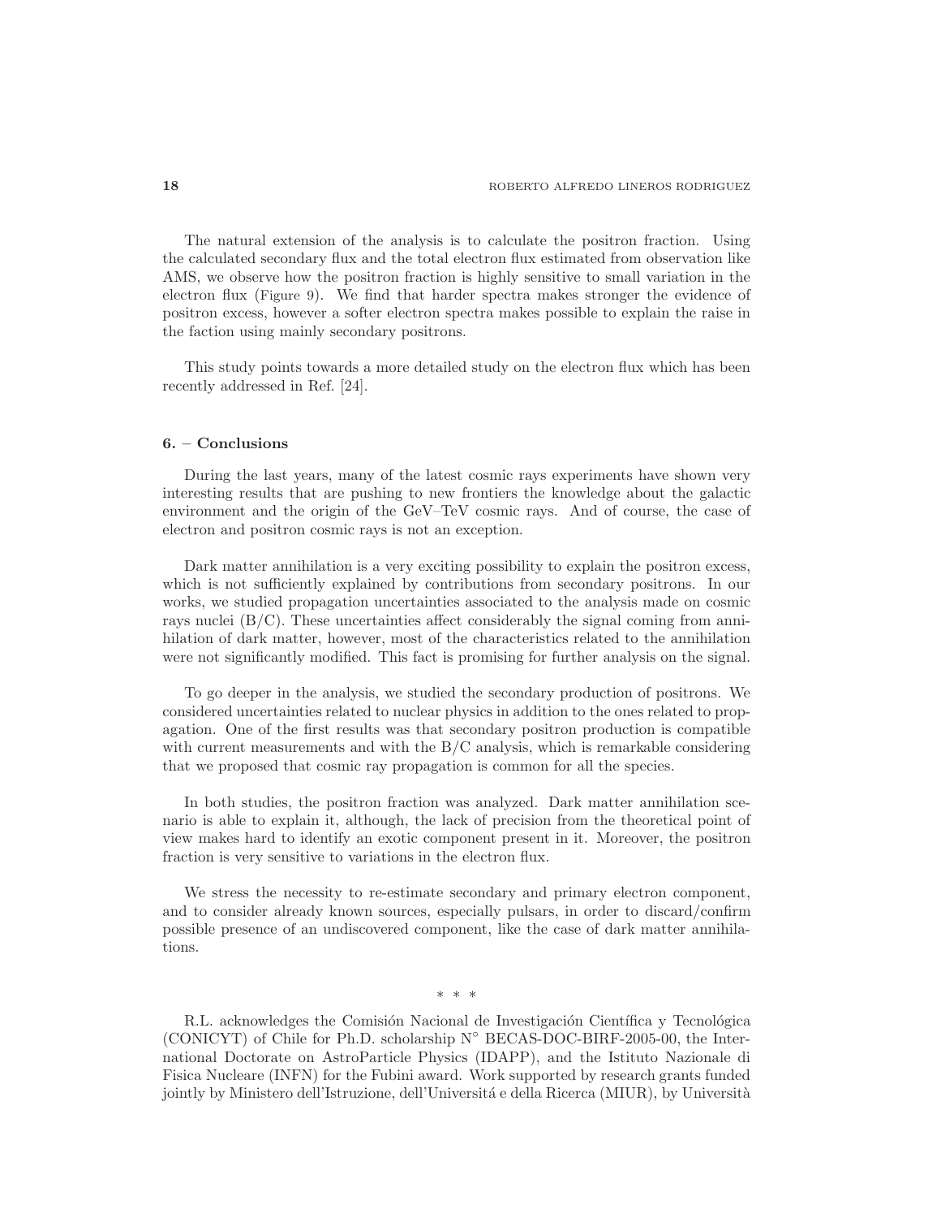The natural extension of the analysis is to calculate the positron fraction. Using the calculated secondary flux and the total electron flux estimated from observation like AMS, we observe how the positron fraction is highly sensitive to small variation in the electron flux (Figure 9). We find that harder spectra makes stronger the evidence of positron excess, however a softer electron spectra makes possible to explain the raise in the faction using mainly secondary positrons.

This study points towards a more detailed study on the electron flux which has been recently addressed in Ref. [24].

## 6. – Conclusions

During the last years, many of the latest cosmic rays experiments have shown very interesting results that are pushing to new frontiers the knowledge about the galactic environment and the origin of the GeV–TeV cosmic rays. And of course, the case of electron and positron cosmic rays is not an exception.

Dark matter annihilation is a very exciting possibility to explain the positron excess, which is not sufficiently explained by contributions from secondary positrons. In our works, we studied propagation uncertainties associated to the analysis made on cosmic rays nuclei (B/C). These uncertainties affect considerably the signal coming from annihilation of dark matter, however, most of the characteristics related to the annihilation were not significantly modified. This fact is promising for further analysis on the signal.

To go deeper in the analysis, we studied the secondary production of positrons. We considered uncertainties related to nuclear physics in addition to the ones related to propagation. One of the first results was that secondary positron production is compatible with current measurements and with the B/C analysis, which is remarkable considering that we proposed that cosmic ray propagation is common for all the species.

In both studies, the positron fraction was analyzed. Dark matter annihilation scenario is able to explain it, although, the lack of precision from the theoretical point of view makes hard to identify an exotic component present in it. Moreover, the positron fraction is very sensitive to variations in the electron flux.

We stress the necessity to re-estimate secondary and primary electron component, and to consider already known sources, especially pulsars, in order to discard/confirm possible presence of an undiscovered component, like the case of dark matter annihilations.

\* \* \*

R.L. acknowledges the Comisión Nacional de Investigación Científica y Tecnológica (CONICYT) of Chile for Ph.D. scholarship N° BECAS-DOC-BIRF-2005-00, the International Doctorate on AstroParticle Physics (IDAPP), and the Istituto Nazionale di Fisica Nucleare (INFN) for the Fubini award. Work supported by research grants funded jointly by Ministero dell'Istruzione, dell'Universitá e della Ricerca (MIUR), by Università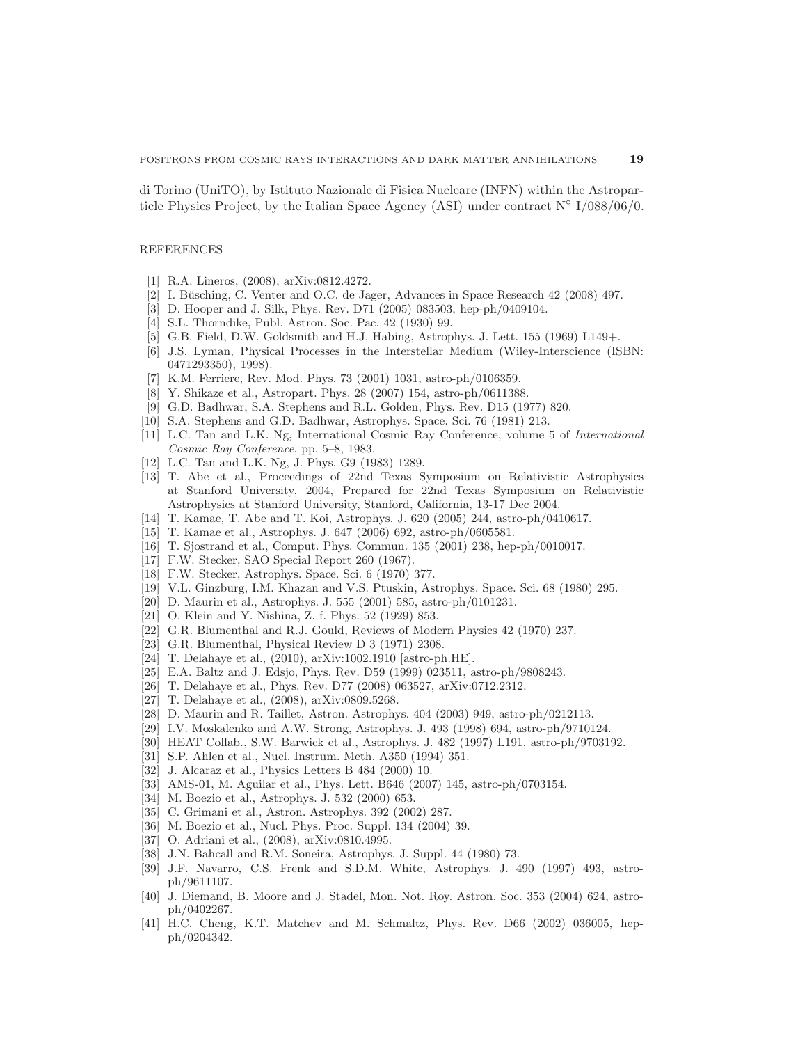di Torino (UniTO), by Istituto Nazionale di Fisica Nucleare (INFN) within the Astroparticle Physics Project, by the Italian Space Agency (ASI) under contract N° I/088/06/0.

## REFERENCES

[1] R.A. Lineros, (2008), arXiv:0812.4272.
[2] I. Büsching, C. Venter and O.C. de Jager, Advances in Space Research 42 (2008) 497.
[3] D. Hooper and J. Silk, Phys. Rev. D71 (2005) 083503, hep-ph/0409104.
[4] S.L. Thorndike, Publ. Astron. Soc. Pac. 42 (1930) 99.
[5] G.B. Field, D.W. Goldsmith and H.J. Habing, Astrophys. J. Lett. 155 (1969) L149+.
[6] J.S. Lyman, Physical Processes in the Interstellar Medium (Wiley-Interscience (ISBN: 0471293350), 1998).
[7] K.M. Ferriere, Rev. Mod. Phys. 73 (2001) 1031, astro-ph/0106359.
[8] Y. Shikaze et al., Astropart. Phys. 28 (2007) 154, astro-ph/0611388.
[9] G.D. Badhwar, S.A. Stephens and R.L. Golden, Phys. Rev. D15 (1977) 820.
[10] S.A. Stephens and G.D. Badhwar, Astrophys. Space. Sci. 76 (1981) 213.
[11] L.C. Tan and L.K. Ng, International Cosmic Ray Conference, volume 5 of *International Cosmic Ray Conference*, pp. 5–8, 1983.
[12] L.C. Tan and L.K. Ng, J. Phys. G9 (1983) 1289.
[13] T. Abe et al., Proceedings of 22nd Texas Symposium on Relativistic Astrophysics at Stanford University, 2004, Prepared for 22nd Texas Symposium on Relativistic Astrophysics at Stanford University, Stanford, California, 13-17 Dec 2004.
[14] T. Kamae, T. Abe and T. Koi, Astrophys. J. 620 (2005) 244, astro-ph/0410617.
[15] T. Kamae et al., Astrophys. J. 647 (2006) 692, astro-ph/0605581.
[16] T. Sjostrand et al., Comput. Phys. Commun. 135 (2001) 238, hep-ph/0010017.
[17] F.W. Stecker, SAO Special Report 260 (1967).
[18] F.W. Stecker, Astrophys. Space. Sci. 6 (1970) 377.
[19] V.L. Ginzburg, I.M. Khazan and V.S. Ptuskin, Astrophys. Space. Sci. 68 (1980) 295.
[20] D. Maurin et al., Astrophys. J. 555 (2001) 585, astro-ph/0101231.
[21] O. Klein and Y. Nishina, Z. f. Phys. 52 (1929) 853.
[22] G.R. Blumenthal and R.J. Gould, Reviews of Modern Physics 42 (1970) 237.
[23] G.R. Blumenthal, Physical Review D 3 (1971) 2308.
[24] T. Delahaye et al., (2010), arXiv:1002.1910 [astro-ph.HE].
[25] E.A. Baltz and J. Edsjo, Phys. Rev. D59 (1999) 023511, astro-ph/9808243.
[26] T. Delahaye et al., Phys. Rev. D77 (2008) 063527, arXiv:0712.2312.
[27] T. Delahaye et al., (2008), arXiv:0809.5268.
[28] D. Maurin and R. Taillet, Astron. Astrophys. 404 (2003) 949, astro-ph/0212113.
[29] I.V. Moskalenko and A.W. Strong, Astrophys. J. 493 (1998) 694, astro-ph/9710124.
[30] HEAT Collab., S.W. Barwick et al., Astrophys. J. 482 (1997) L191, astro-ph/9703192.
[31] S.P. Ahlen et al., Nucl. Instrum. Meth. A350 (1994) 351.
[32] J. Alcaraz et al., Physics Letters B 484 (2000) 10.
[33] AMS-01, M. Aguilar et al., Phys. Lett. B646 (2007) 145, astro-ph/0703154.
[34] M. Boezio et al., Astrophys. J. 532 (2000) 653.
[35] C. Grimani et al., Astron. Astrophys. 392 (2002) 287.
[36] M. Boezio et al., Nucl. Phys. Proc. Suppl. 134 (2004) 39.
[37] O. Adriani et al., (2008), arXiv:0810.4995.
[38] J.N. Bahcall and R.M. Soneira, Astrophys. J. Suppl. 44 (1980) 73.
[39] J.F. Navarro, C.S. Frenk and S.D.M. White, Astrophys. J. 490 (1997) 493, astro-ph/9611107.
[40] J. Diemand, B. Moore and J. Stadel, Mon. Not. Roy. Astron. Soc. 353 (2004) 624, astro-ph/0402267.
[41] H.C. Cheng, K.T. Matchev and M. Schmaltz, Phys. Rev. D66 (2002) 036005, hep-ph/0204342.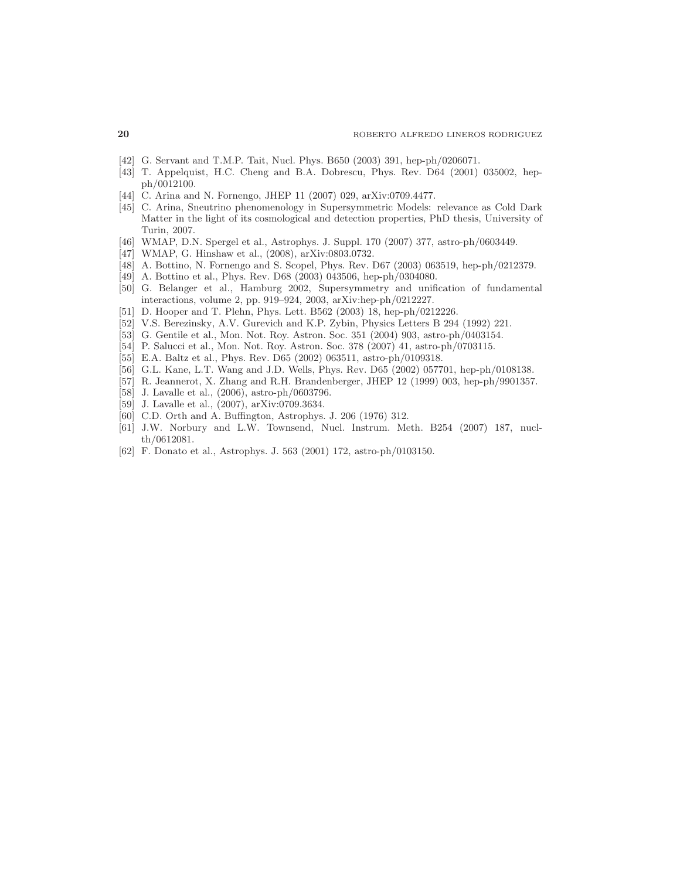[42] G. Servant and T.M.P. Tait, Nucl. Phys. B650 (2003) 391, hep-ph/0206071.

[43] T. Appelquist, H.C. Cheng and B.A. Dobrescu, Phys. Rev. D64 (2001) 035002, hep-ph/0012100.

[44] C. Arina and N. Fornengo, JHEP 11 (2007) 029, arXiv:0709.4477.

[45] C. Arina, Sneutrino phenomenology in Supersymmetric Models: relevance as Cold Dark Matter in the light of its cosmological and detection properties, PhD thesis, University of Turin, 2007.

[46] WMAP, D.N. Spergel et al., Astrophys. J. Suppl. 170 (2007) 377, astro-ph/0603449.

[47] WMAP, G. Hinshaw et al., (2008), arXiv:0803.0732.

[48] A. Bottino, N. Fornengo and S. Scopel, Phys. Rev. D67 (2003) 063519, hep-ph/0212379.

[49] A. Bottino et al., Phys. Rev. D68 (2003) 043506, hep-ph/0304080.

[50] G. Belanger et al., Hamburg 2002, Supersymmetry and unification of fundamental interactions, volume 2, pp. 919–924, 2003, arXiv:hep-ph/0212227.

[51] D. Hooper and T. Plehn, Phys. Lett. B562 (2003) 18, hep-ph/0212226.

[52] V.S. Berezinsky, A.V. Gurevich and K.P. Zybin, Physics Letters B 294 (1992) 221.

[53] G. Gentile et al., Mon. Not. Roy. Astron. Soc. 351 (2004) 903, astro-ph/0403154.

[54] P. Salucci et al., Mon. Not. Roy. Astron. Soc. 378 (2007) 41, astro-ph/0703115.

[55] E.A. Baltz et al., Phys. Rev. D65 (2002) 063511, astro-ph/0109318.

[56] G.L. Kane, L.T. Wang and J.D. Wells, Phys. Rev. D65 (2002) 057701, hep-ph/0108138.

[57] R. Jeannerot, X. Zhang and R.H. Brandenberger, JHEP 12 (1999) 003, hep-ph/9901357.

[58] J. Lavalle et al., (2006), astro-ph/0603796.

[59] J. Lavalle et al., (2007), arXiv:0709.3634.

[60] C.D. Orth and A. Buffington, Astrophys. J. 206 (1976) 312.

[61] J.W. Norbury and L.W. Townsend, Nucl. Instrum. Meth. B254 (2007) 187, nucl-th/0612081.

[62] F. Donato et al., Astrophys. J. 563 (2001) 172, astro-ph/0103150.